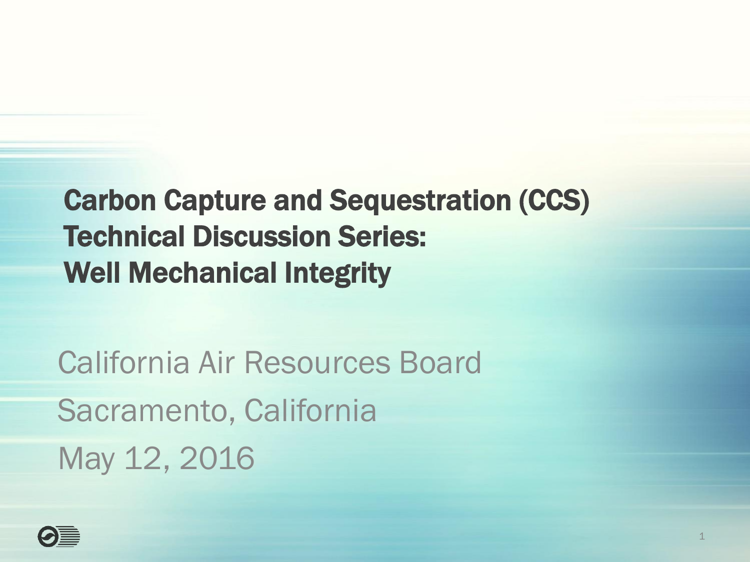# Carbon Capture and Sequestration (CCS) Technical Discussion Series: Well Mechanical Integrity

California Air Resources Board

Sacramento, California

May 12, 2016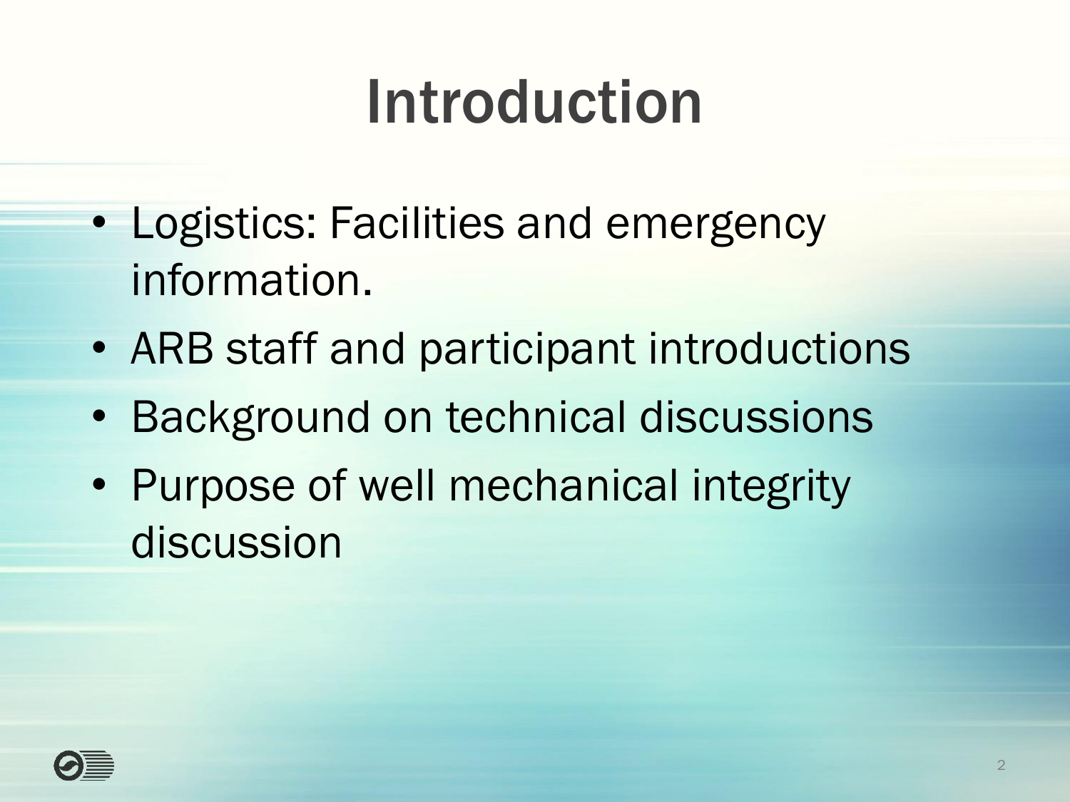# Introduction

- Logistics: Facilities and emergency information.
- ARB staff and participant introductions
- Background on technical discussions
- Purpose of well mechanical integrity discussion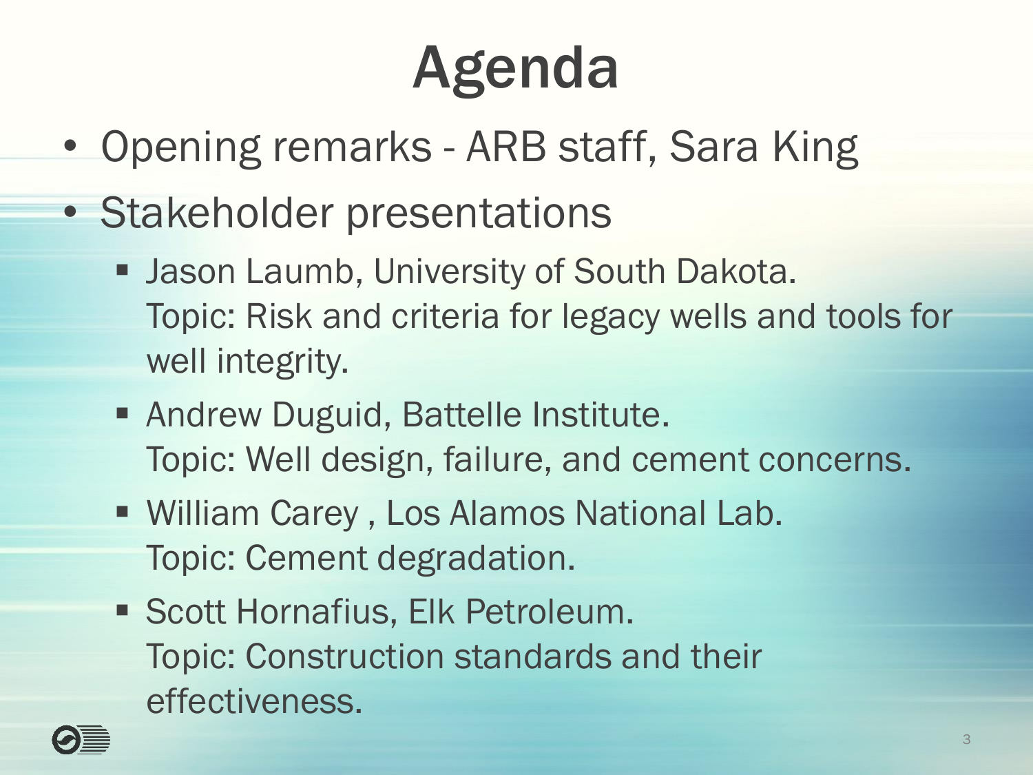# Agenda

- Opening remarks - ARB staff, Sara King
- Stakeholder presentations
  - Jason Laumb, University of South Dakota.
    Topic: Risk and criteria for legacy wells and tools for well integrity.
  - Andrew Duguid, Battelle Institute.
    Topic: Well design, failure, and cement concerns.
  - William Carey , Los Alamos National Lab.
    Topic: Cement degradation.
  - Scott Hornafius, Elk Petroleum.
    Topic: Construction standards and their effectiveness.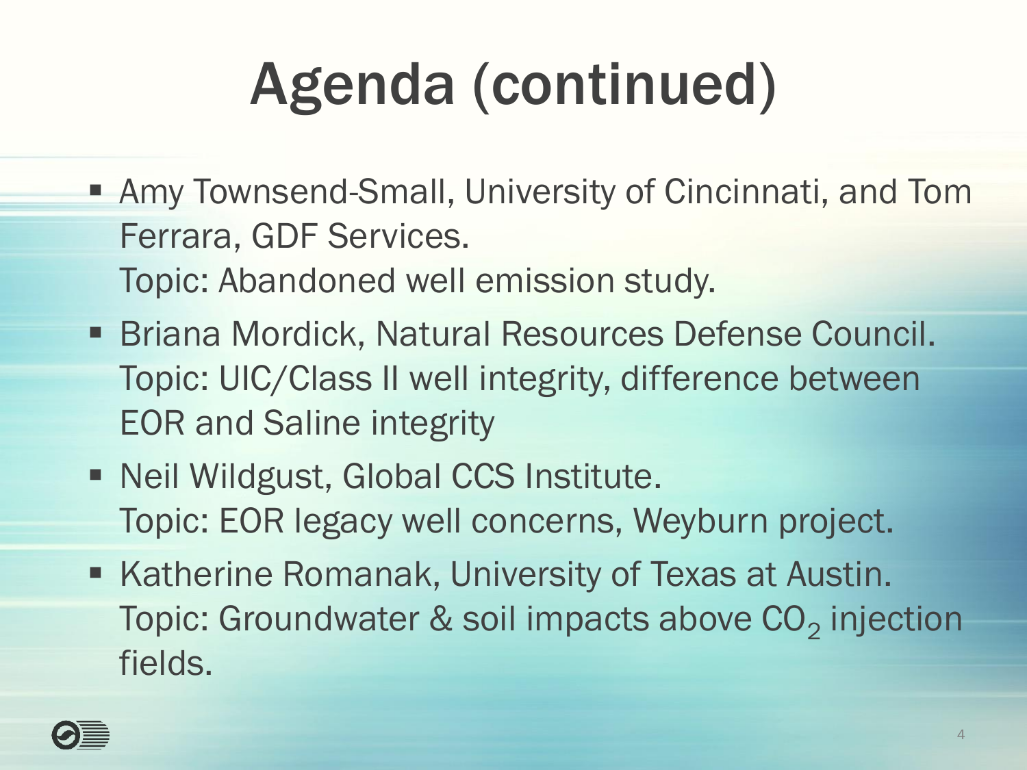# Agenda (continued)

- Amy Townsend-Small, University of Cincinnati, and Tom Ferrara, GDF Services.
  Topic: Abandoned well emission study.
- Briana Mordick, Natural Resources Defense Council.
  Topic: UIC/Class II well integrity, difference between EOR and Saline integrity
- Neil Wildgust, Global CCS Institute.
  Topic: EOR legacy well concerns, Weyburn project.
- Katherine Romanak, University of Texas at Austin.
  Topic: Groundwater & soil impacts above $CO_2$ injection fields.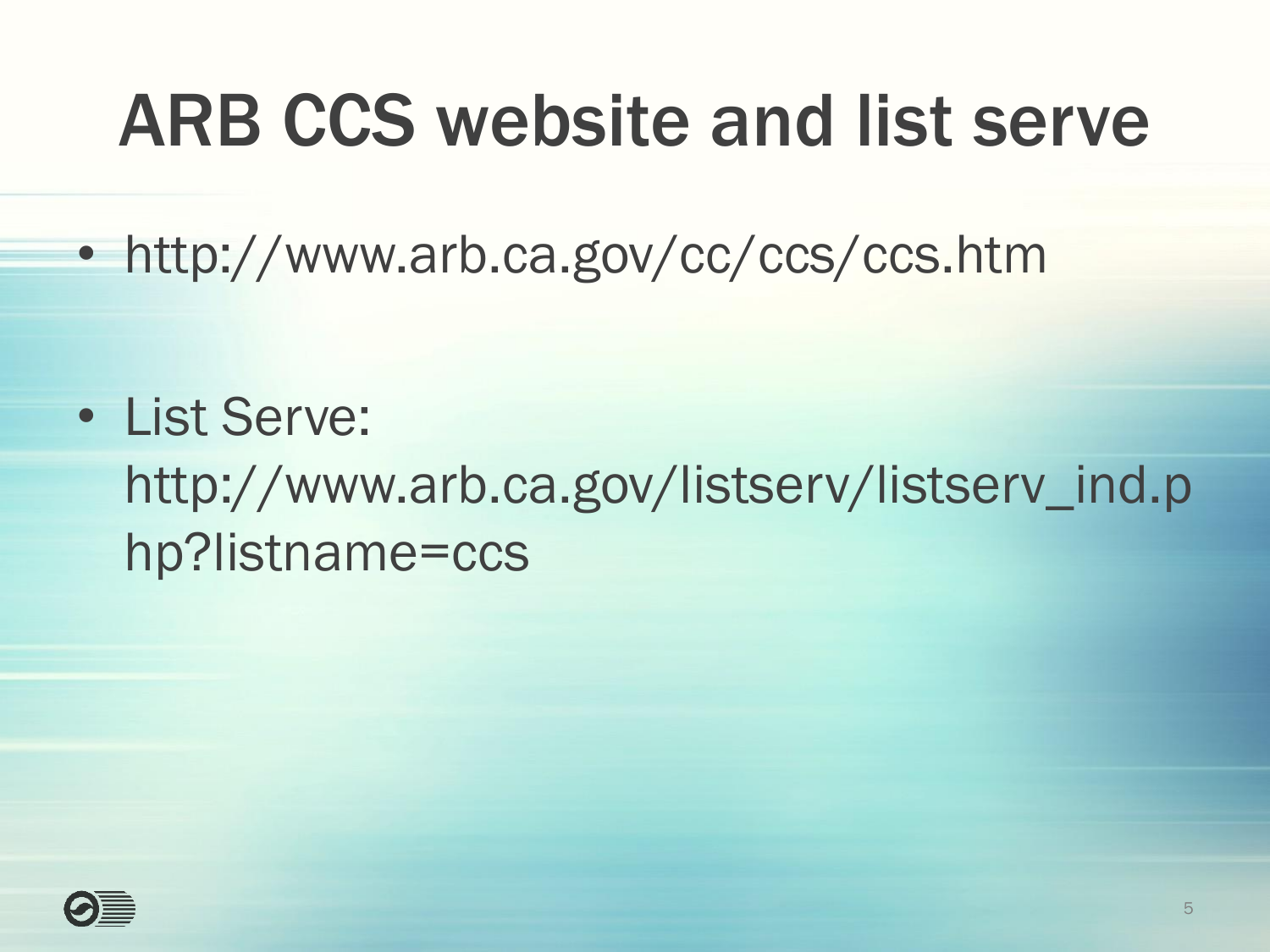# ARB CCS website and list serve

- http://www.arb.ca.gov/cc/ccs/ccs.htm
- List Serve: http://www.arb.ca.gov/listserv/listserv_ind.php?listname=ccs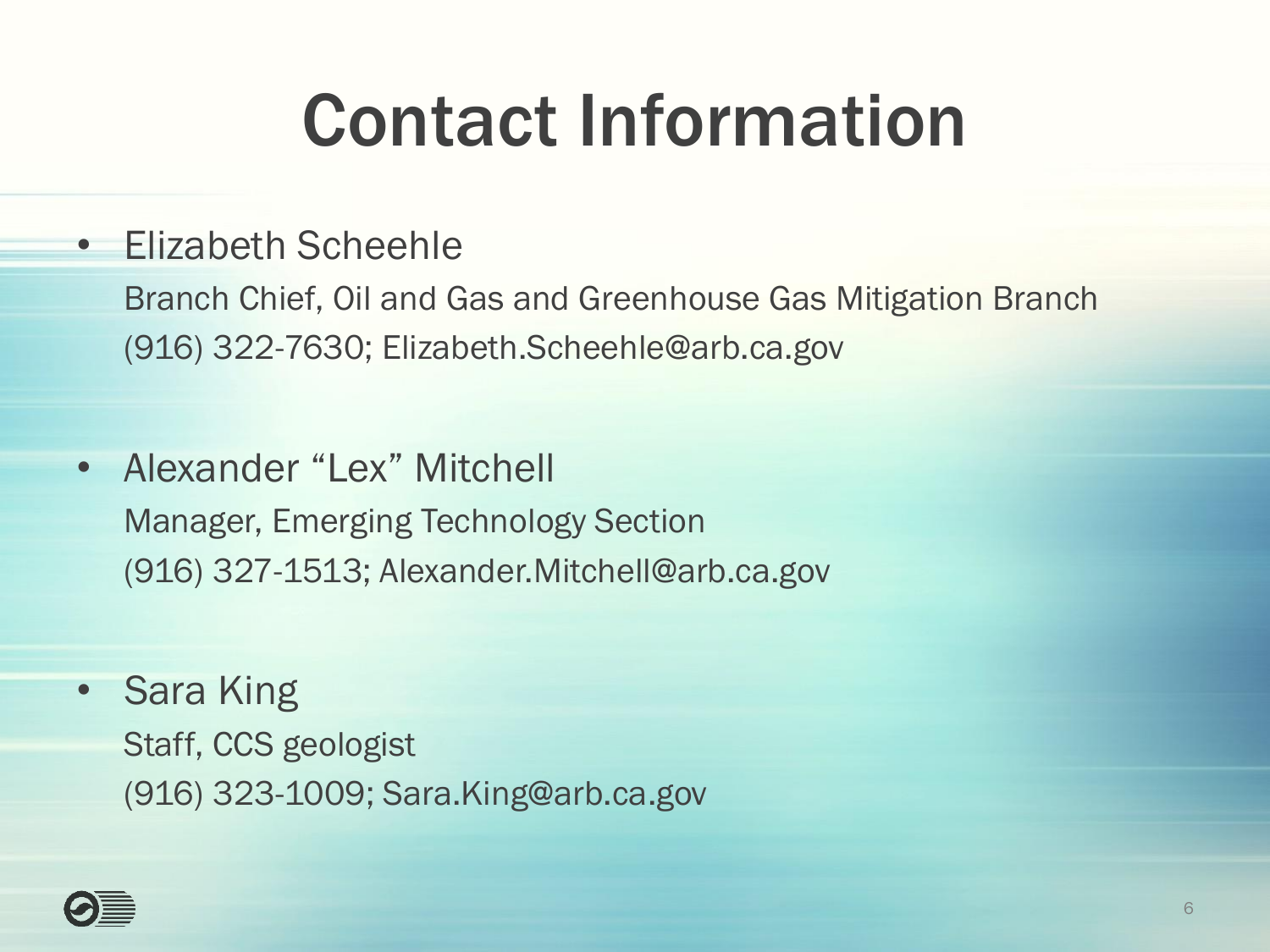# Contact Information

- Elizabeth Scheehle
  Branch Chief, Oil and Gas and Greenhouse Gas Mitigation Branch
  (916) 322-7630; Elizabeth.Scheehle@arb.ca.gov

- Alexander “Lex” Mitchell
  Manager, Emerging Technology Section
  (916) 327-1513; Alexander.Mitchell@arb.ca.gov

- Sara King
  Staff, CCS geologist
  (916) 323-1009; Sara.King@arb.ca.gov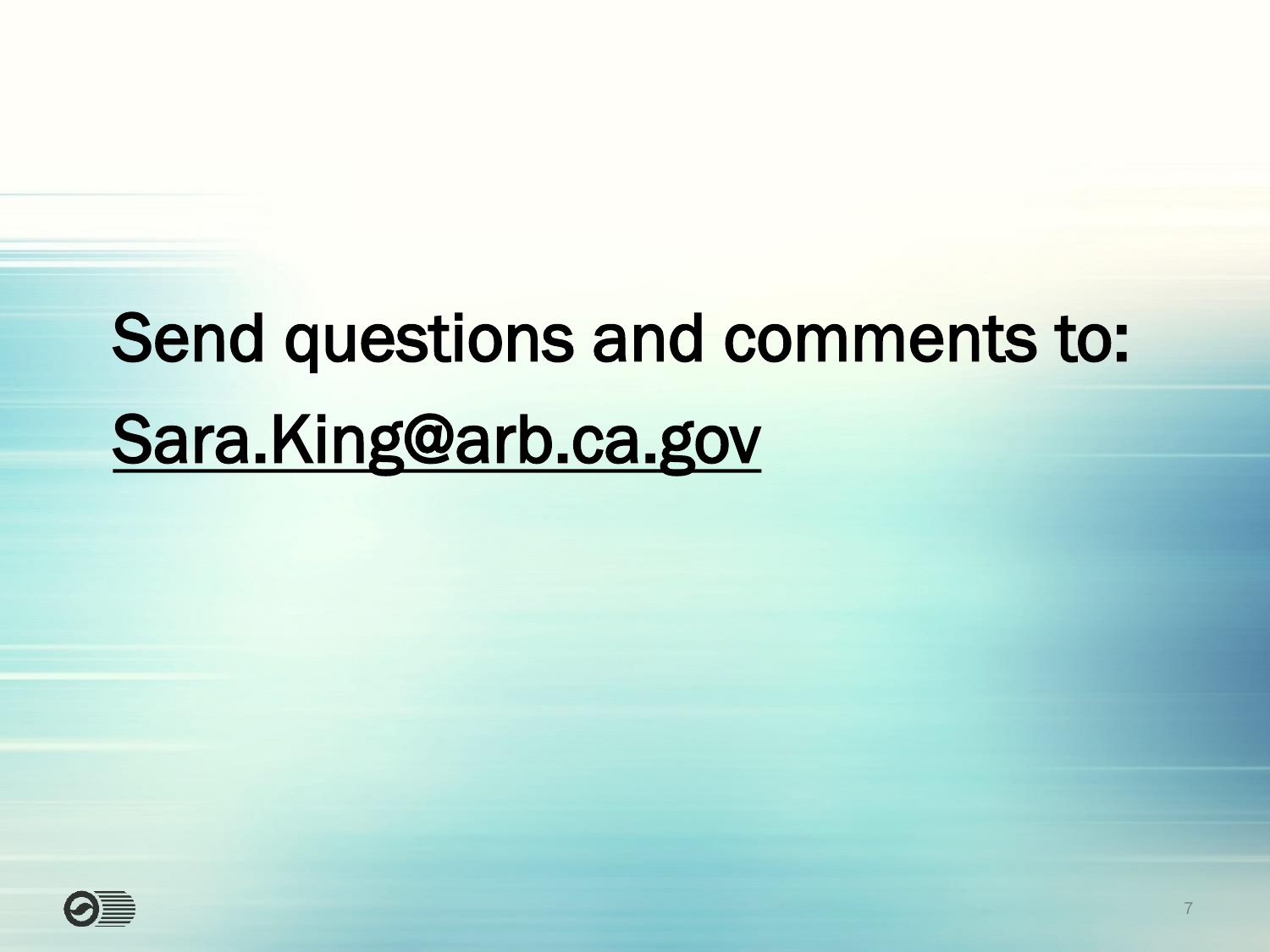Send questions and comments to:

Sara.King@arb.ca.gov